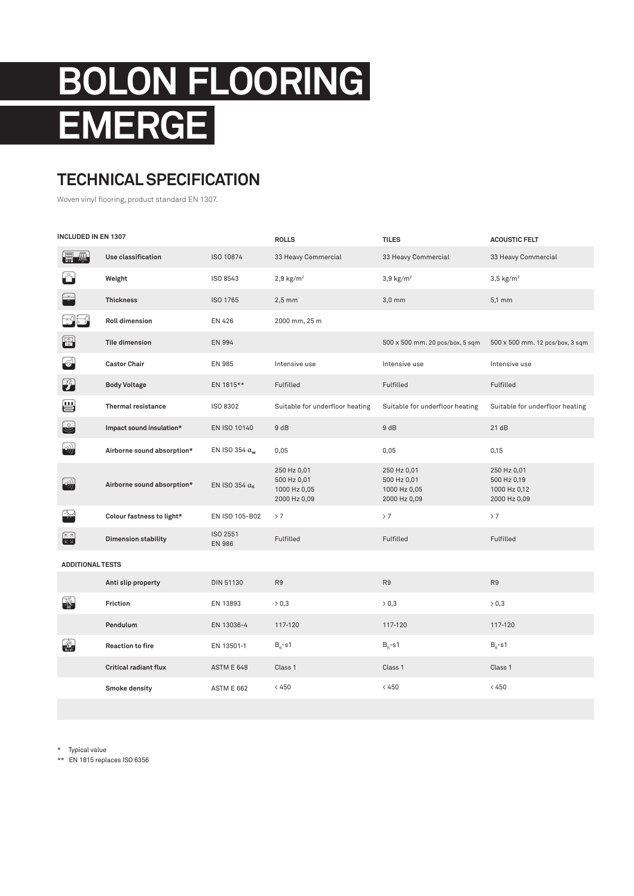# BOLON FLOORING EMERGE

## TECHNICAL SPECIFICATION

Woven vinyl flooring, product standard EN 1307.

| INCLUDED IN EN 1307 | | ROLLS | TILES | ACOUSTIC FELT |
|---|---|---|---|---|
| **Use classification** | ISO 10874 | 33 Heavy Commercial | 33 Heavy Commercial | 33 Heavy Commercial |
| **Weight** | ISO 8543 | 2,9 kg/m² | 3,9 kg/m² | 3,5 kg/m² |
| **Thickness** | ISO 1765 | 2,5 mm | 3,0 mm | 5,1 mm |
| **Roll dimension** | EN 426 | 2000 mm, 25 m | | |
| **Tile dimension** | EN 994 | | 500 x 500 mm. 20 pcs/box, 5 sqm | 500 x 500 mm. 12 pcs/box, 3 sqm |
| **Castor Chair** | EN 985 | Intensive use | Intensive use | Intensive use |
| **Body Voltage** | EN 1815** | Fulfilled | Fulfilled | Fulfilled |
| **Thermal resistance** | ISO 8302 | Suitable for underfloor heating | Suitable for underfloor heating | Suitable for underfloor heating |
| **Impact sound insulation*** | EN ISO 10140 | 9 dB | 9 dB | 21 dB |
| **Airborne sound absorption*** | EN ISO 354 $\alpha_w$ | 0,05 | 0,05 | 0,15 |
| **Airborne sound absorption*** | EN ISO 354 $\alpha_s$ | 250 Hz 0,01<br>500 Hz 0,01<br>1000 Hz 0,05<br>2000 Hz 0,09 | 250 Hz 0,01<br>500 Hz 0,01<br>1000 Hz 0,05<br>2000 Hz 0,09 | 250 Hz 0,01<br>500 Hz 0,19<br>1000 Hz 0,12<br>2000 Hz 0,09 |
| **Colour fastness to light*** | EN ISO 105-B02 | > 7 | > 7 | > 7 |
| **Dimension stability** | ISO 2551<br>EN 986 | Fulfilled | Fulfilled | Fulfilled |
| **ADDITIONAL TESTS** | | | | |
| **Anti slip property** | DIN 51130 | R9 | R9 | R9 |
| **Friction** | EN 13893 | > 0,3 | > 0,3 | > 0,3 |
| **Pendulum** | EN 13036-4 | 117-120 | 117-120 | 117-120 |
| **Reaction to fire** | EN 13501-1 | $B_{fl}$-s1 | $B_{fl}$-s1 | $B_{fl}$-s1 |
| **Critical radiant flux** | ASTM E 648 | Class 1 | Class 1 | Class 1 |
| **Smoke density** | ASTM E 662 | < 450 | < 450 | < 450 |

\* Typical value

** EN 1815 replaces ISO 6356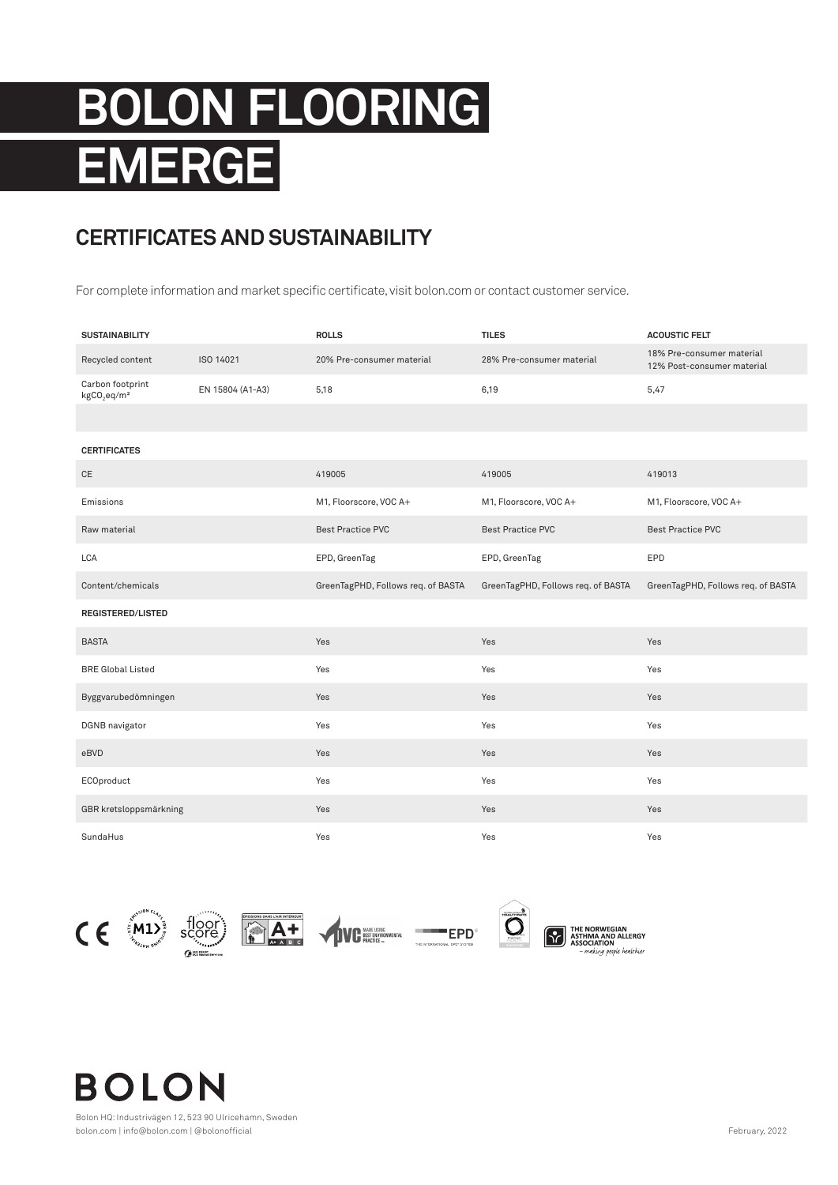# BOLON FLOORING
# EMERGE

## CERTIFICATES AND SUSTAINABILITY

For complete information and market specific certificate, visit bolon.com or contact customer service.

| SUSTAINABILITY | | ROLLS | TILES | ACOUSTIC FELT |
|---|---|---|---|---|
| Recycled content | ISO 14021 | 20% Pre-consumer material | 28% Pre-consumer material | 18% Pre-consumer material<br>12% Post-consumer material |
| Carbon footprint $kgCO_2eq/m^2$ | EN 15804 (A1-A3) | 5,18 | 6,19 | 5,47 |
| | | | | |
| **CERTIFICATES** | | | | |
| CE | | 419005 | 419005 | 419013 |
| Emissions | | M1, Floorscore, VOC A+ | M1, Floorscore, VOC A+ | M1, Floorscore, VOC A+ |
| Raw material | | Best Practice PVC | Best Practice PVC | Best Practice PVC |
| LCA | | EPD, GreenTag | EPD, GreenTag | EPD |
| Content/chemicals | | GreenTagPHD, Follows req. of BASTA | GreenTagPHD, Follows req. of BASTA | GreenTagPHD, Follows req. of BASTA |
| **REGISTERED/LISTED** | | | | |
| BASTA | | Yes | Yes | Yes |
| BRE Global Listed | | Yes | Yes | Yes |
| Byggvarubedömningen | | Yes | Yes | Yes |
| DGNB navigator | | Yes | Yes | Yes |
| eBVD | | Yes | Yes | Yes |
| ECOproduct | | Yes | Yes | Yes |
| GBR kretsloppsmärkning | | Yes | Yes | Yes |
| SundaHus | | Yes | Yes | Yes |

**BOLON**

Bolon HQ: Industrivägen 12, 523 90 Ulricehamn, Sweden
bolon.com | info@bolon.com | @bolonofficial

February, 2022